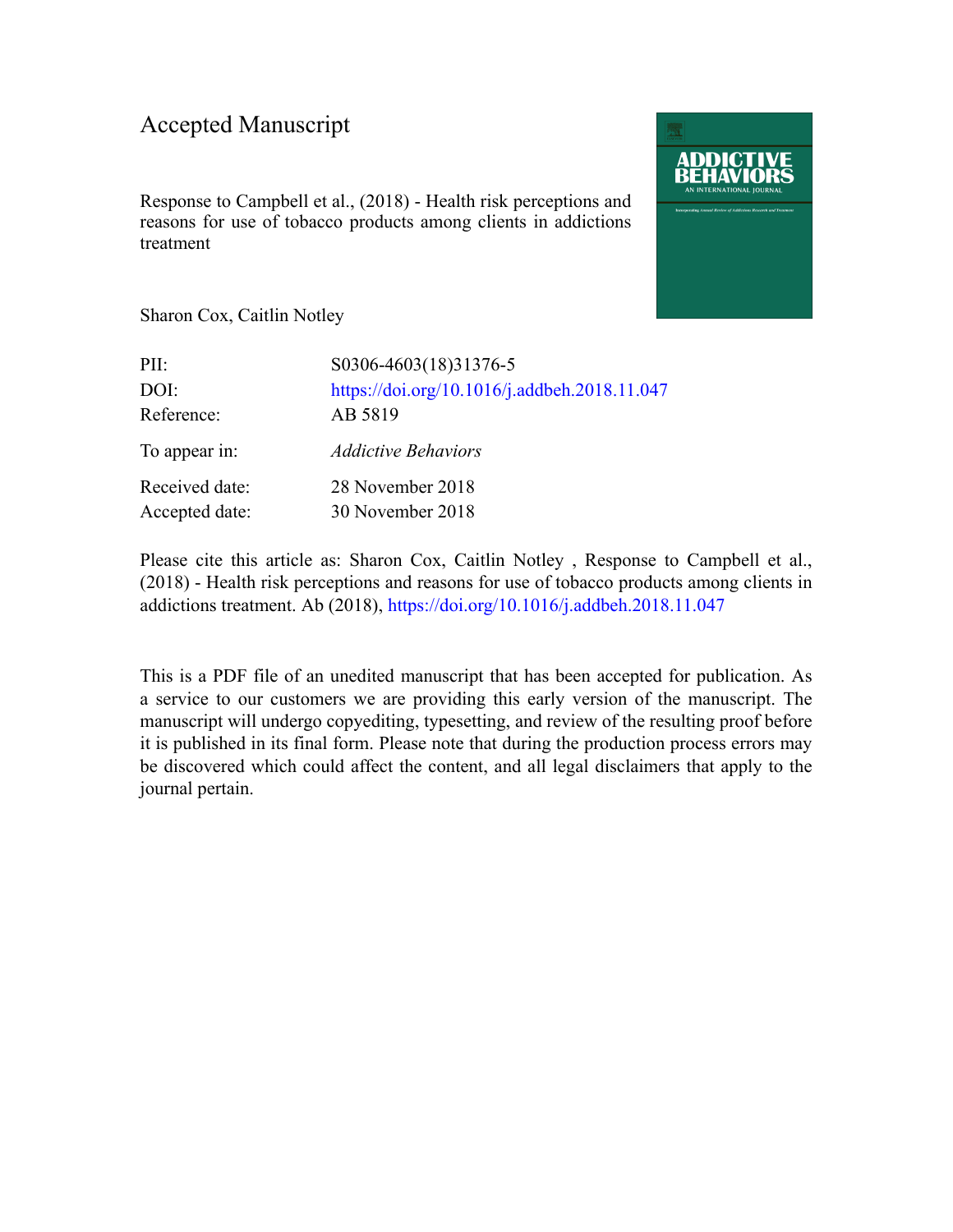Accepted Manuscript

Response to Campbell et al., (2018) - Health risk perceptions and reasons for use of tobacco products among clients in addictions treatment

Sharon Cox, Caitlin Notley

| | |
|---|---|
| PII: | S0306-4603(18)31376-5 |
| DOI: | https://doi.org/10.1016/j.addbeh.2018.11.047 |
| Reference: | AB 5819 |
| To appear in: | *Addictive Behaviors* |
| Received date: | 28 November 2018 |
| Accepted date: | 30 November 2018 |

Please cite this article as: Sharon Cox, Caitlin Notley , Response to Campbell et al., (2018) - Health risk perceptions and reasons for use of tobacco products among clients in addictions treatment. Ab (2018), https://doi.org/10.1016/j.addbeh.2018.11.047

This is a PDF file of an unedited manuscript that has been accepted for publication. As a service to our customers we are providing this early version of the manuscript. The manuscript will undergo copyediting, typesetting, and review of the resulting proof before it is published in its final form. Please note that during the production process errors may be discovered which could affect the content, and all legal disclaimers that apply to the journal pertain.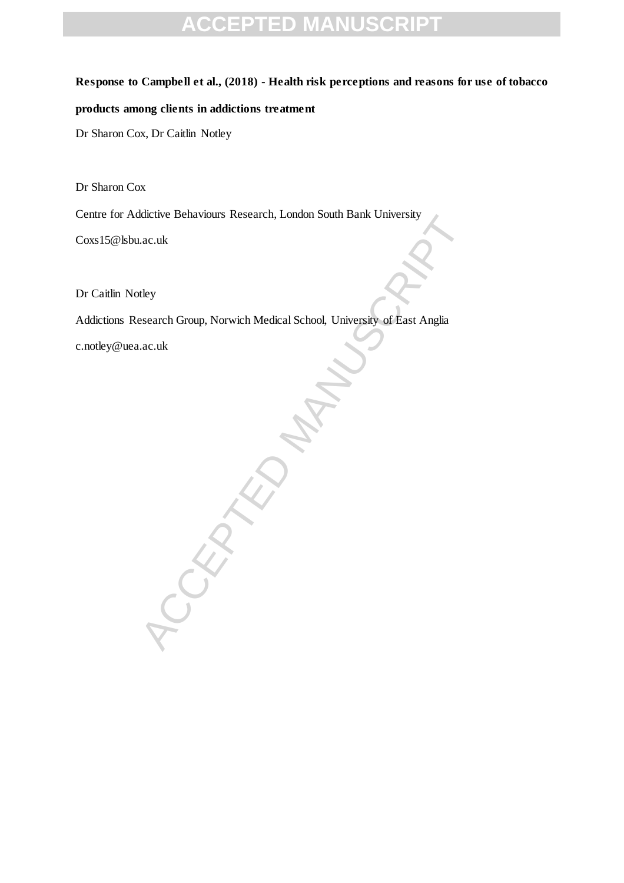**Response to Campbell et al., (2018) - Health risk perceptions and reasons for use of tobacco products among clients in addictions treatment**

Dr Sharon Cox, Dr Caitlin Notley

Dr Sharon Cox

Centre for Addictive Behaviours Research, London South Bank University

Coxs15@lsbu.ac.uk

Dr Caitlin Notley

Addictions Research Group, Norwich Medical School, University of East Anglia

c.notley@uea.ac.uk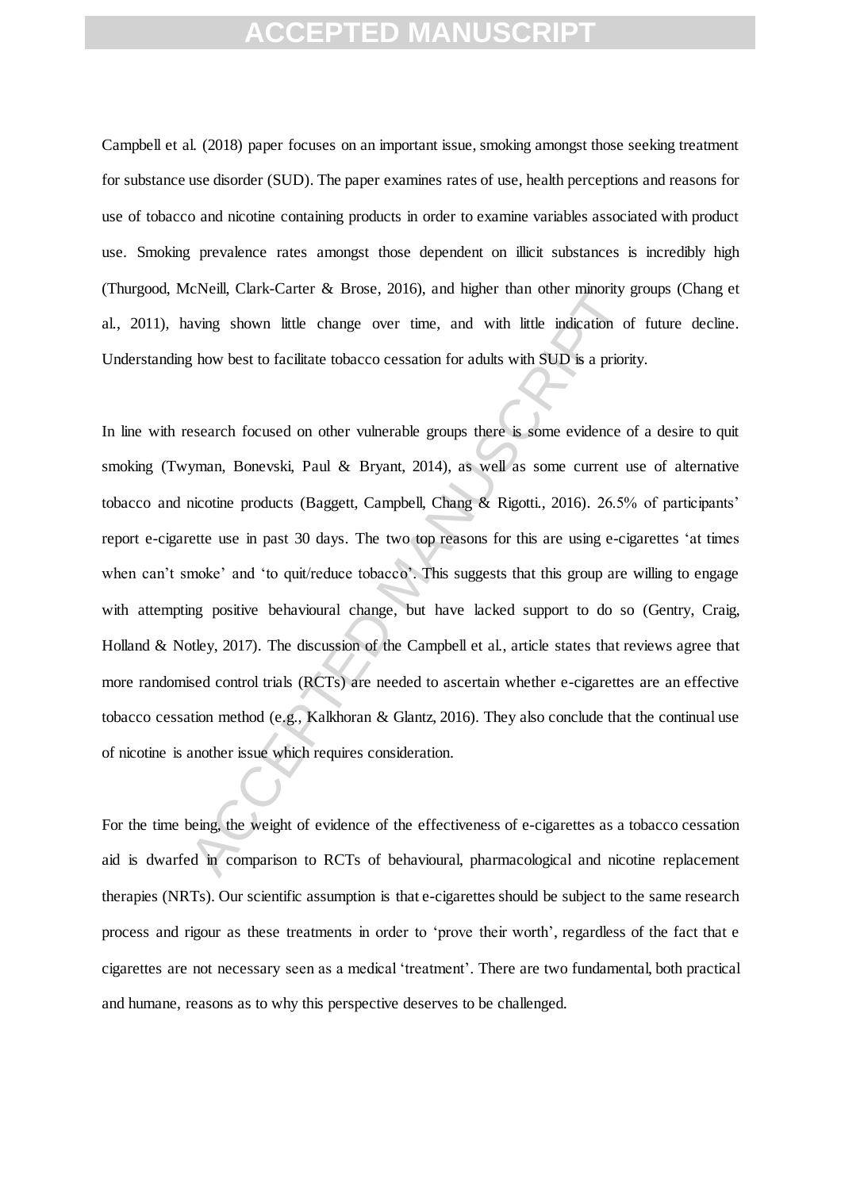Campbell et al. (2018) paper focuses on an important issue, smoking amongst those seeking treatment for substance use disorder (SUD). The paper examines rates of use, health perceptions and reasons for use of tobacco and nicotine containing products in order to examine variables associated with product use. Smoking prevalence rates amongst those dependent on illicit substances is incredibly high (Thurgood, McNeill, Clark-Carter & Brose, 2016), and higher than other minority groups (Chang et al., 2011), having shown little change over time, and with little indication of future decline. Understanding how best to facilitate tobacco cessation for adults with SUD is a priority.

In line with research focused on other vulnerable groups there is some evidence of a desire to quit smoking (Twyman, Bonevski, Paul & Bryant, 2014), as well as some current use of alternative tobacco and nicotine products (Baggett, Campbell, Chang & Rigotti., 2016). 26.5% of participants' report e-cigarette use in past 30 days. The two top reasons for this are using e-cigarettes 'at times when can't smoke' and 'to quit/reduce tobacco'. This suggests that this group are willing to engage with attempting positive behavioural change, but have lacked support to do so (Gentry, Craig, Holland & Notley, 2017). The discussion of the Campbell et al., article states that reviews agree that more randomised control trials (RCTs) are needed to ascertain whether e-cigarettes are an effective tobacco cessation method (e.g., Kalkhoran & Glantz, 2016). They also conclude that the continual use of nicotine is another issue which requires consideration.

For the time being, the weight of evidence of the effectiveness of e-cigarettes as a tobacco cessation aid is dwarfed in comparison to RCTs of behavioural, pharmacological and nicotine replacement therapies (NRTs). Our scientific assumption is that e-cigarettes should be subject to the same research process and rigour as these treatments in order to 'prove their worth', regardless of the fact that e cigarettes are not necessary seen as a medical 'treatment'. There are two fundamental, both practical and humane, reasons as to why this perspective deserves to be challenged.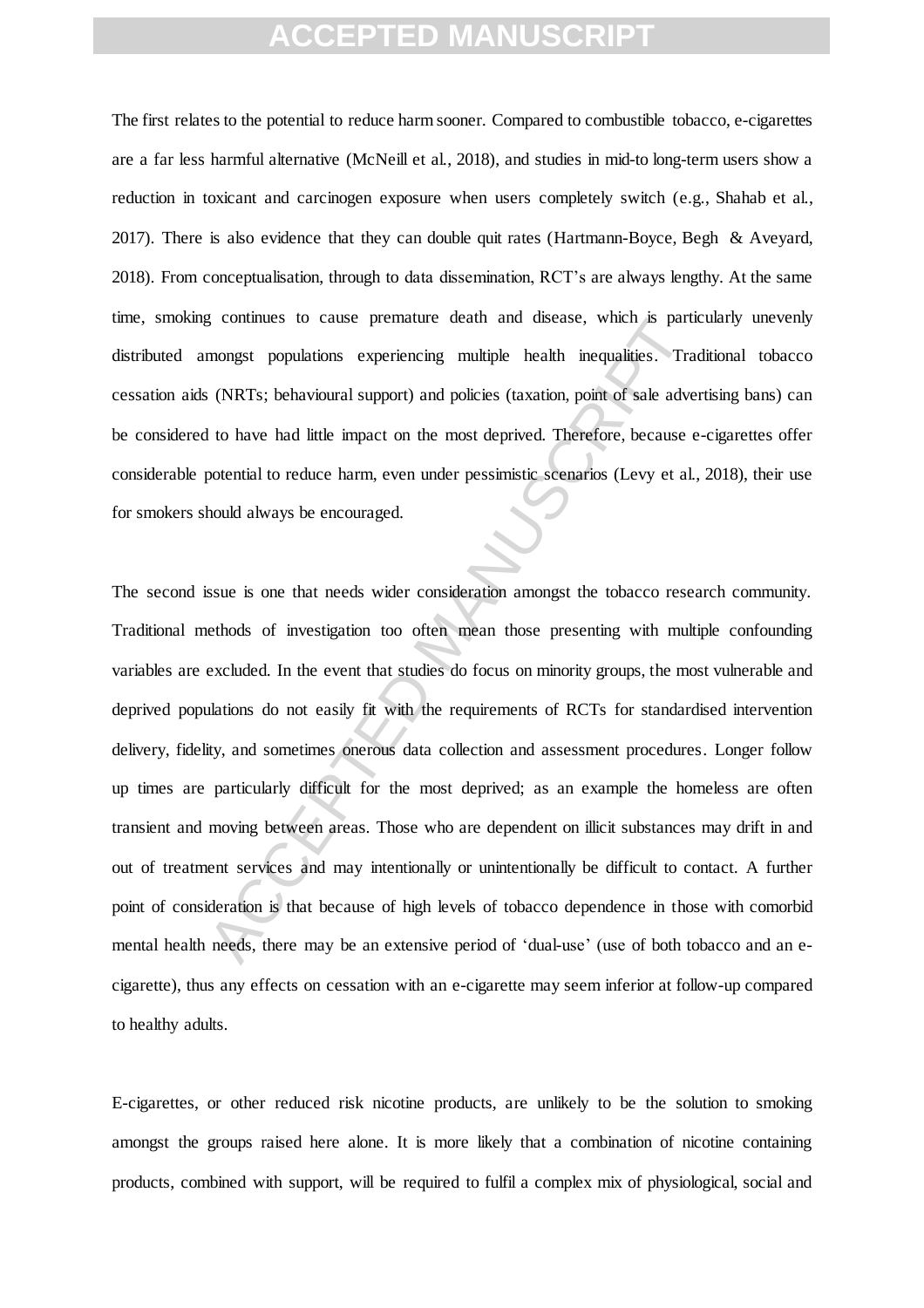The first relates to the potential to reduce harm sooner. Compared to combustible tobacco, e-cigarettes are a far less harmful alternative (McNeill et al., 2018), and studies in mid-to long-term users show a reduction in toxicant and carcinogen exposure when users completely switch (e.g., Shahab et al., 2017). There is also evidence that they can double quit rates (Hartmann-Boyce, Begh & Aveyard, 2018). From conceptualisation, through to data dissemination, RCT's are always lengthy. At the same time, smoking continues to cause premature death and disease, which is particularly unevenly distributed amongst populations experiencing multiple health inequalities. Traditional tobacco cessation aids (NRTs; behavioural support) and policies (taxation, point of sale advertising bans) can be considered to have had little impact on the most deprived. Therefore, because e-cigarettes offer considerable potential to reduce harm, even under pessimistic scenarios (Levy et al., 2018), their use for smokers should always be encouraged.

The second issue is one that needs wider consideration amongst the tobacco research community. Traditional methods of investigation too often mean those presenting with multiple confounding variables are excluded. In the event that studies do focus on minority groups, the most vulnerable and deprived populations do not easily fit with the requirements of RCTs for standardised intervention delivery, fidelity, and sometimes onerous data collection and assessment procedures. Longer follow up times are particularly difficult for the most deprived; as an example the homeless are often transient and moving between areas. Those who are dependent on illicit substances may drift in and out of treatment services and may intentionally or unintentionally be difficult to contact. A further point of consideration is that because of high levels of tobacco dependence in those with comorbid mental health needs, there may be an extensive period of 'dual-use' (use of both tobacco and an e-cigarette), thus any effects on cessation with an e-cigarette may seem inferior at follow-up compared to healthy adults.

E-cigarettes, or other reduced risk nicotine products, are unlikely to be the solution to smoking amongst the groups raised here alone. It is more likely that a combination of nicotine containing products, combined with support, will be required to fulfil a complex mix of physiological, social and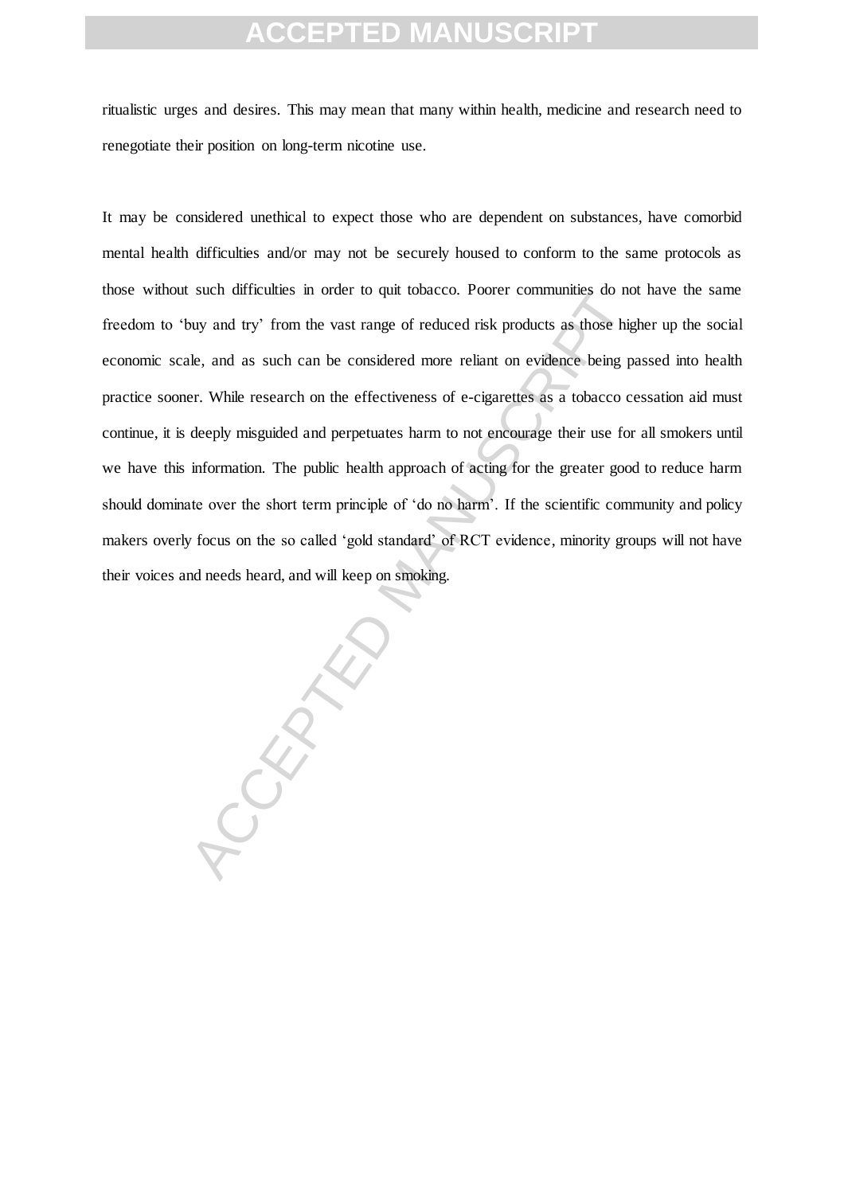ritualistic urges and desires. This may mean that many within health, medicine and research need to renegotiate their position on long-term nicotine use.

It may be considered unethical to expect those who are dependent on substances, have comorbid mental health difficulties and/or may not be securely housed to conform to the same protocols as those without such difficulties in order to quit tobacco. Poorer communities do not have the same freedom to 'buy and try' from the vast range of reduced risk products as those higher up the social economic scale, and as such can be considered more reliant on evidence being passed into health practice sooner. While research on the effectiveness of e-cigarettes as a tobacco cessation aid must continue, it is deeply misguided and perpetuates harm to not encourage their use for all smokers until we have this information. The public health approach of acting for the greater good to reduce harm should dominate over the short term principle of 'do no harm'. If the scientific community and policy makers overly focus on the so called 'gold standard' of RCT evidence, minority groups will not have their voices and needs heard, and will keep on smoking.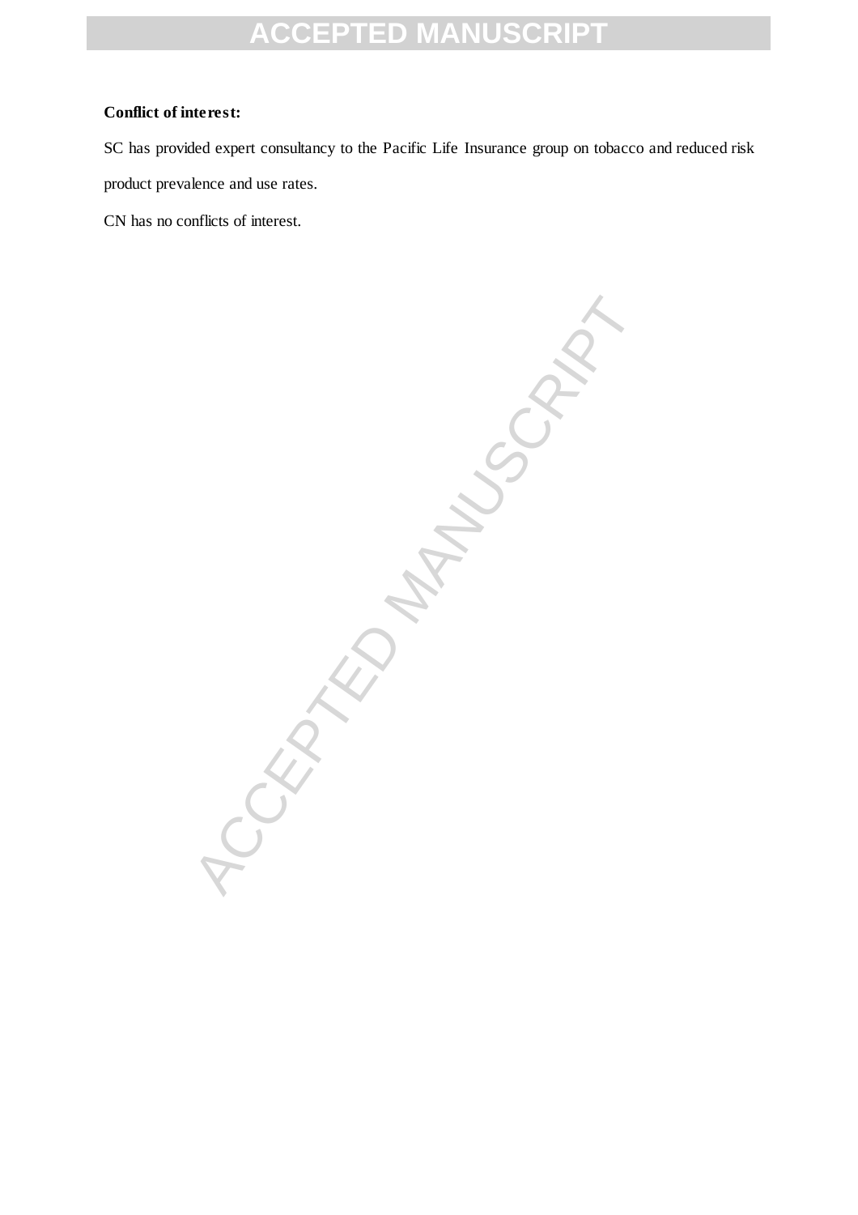**Conflict of interest:**

SC has provided expert consultancy to the Pacific Life Insurance group on tobacco and reduced risk product prevalence and use rates.

CN has no conflicts of interest.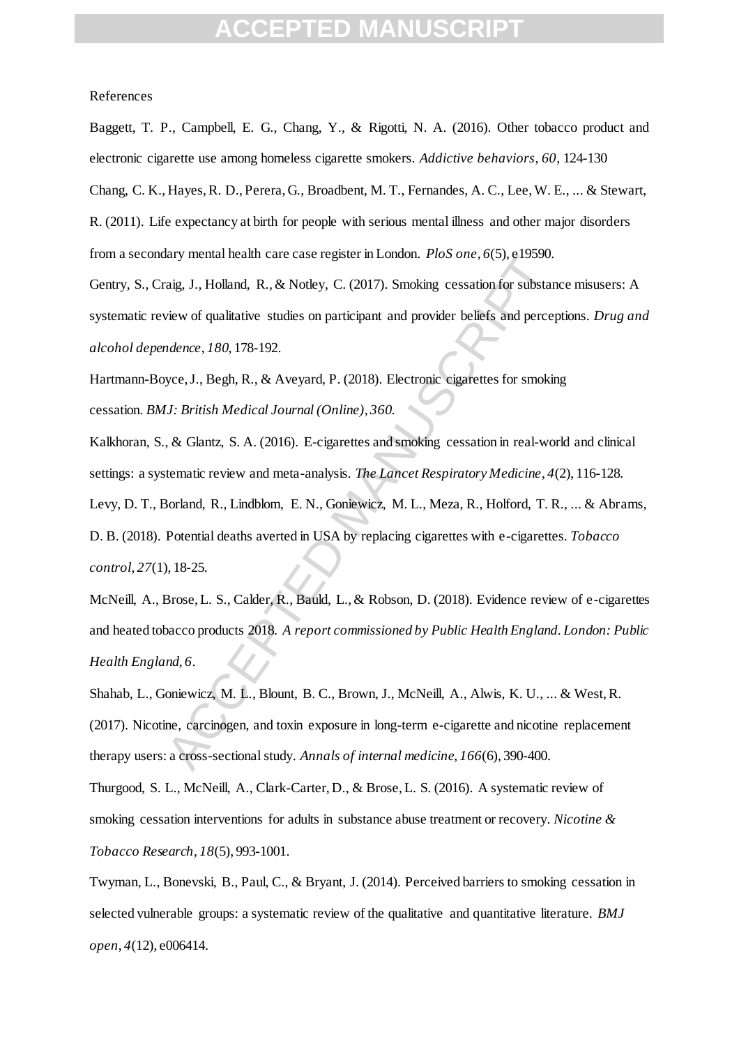References

Baggett, T. P., Campbell, E. G., Chang, Y., & Rigotti, N. A. (2016). Other tobacco product and electronic cigarette use among homeless cigarette smokers. *Addictive behaviors*, *60*, 124-130

Chang, C. K., Hayes, R. D., Perera, G., Broadbent, M. T., Fernandes, A. C., Lee, W. E., ... & Stewart, R. (2011). Life expectancy at birth for people with serious mental illness and other major disorders from a secondary mental health care case register in London. *PloS one*, *6*(5), e19590.

Gentry, S., Craig, J., Holland, R., & Notley, C. (2017). Smoking cessation for substance misusers: A systematic review of qualitative studies on participant and provider beliefs and perceptions. *Drug and alcohol dependence*, *180*, 178-192.

Hartmann-Boyce, J., Begh, R., & Aveyard, P. (2018). Electronic cigarettes for smoking cessation. *BMJ: British Medical Journal (Online)*, *360*.

Kalkhoran, S., & Glantz, S. A. (2016). E-cigarettes and smoking cessation in real-world and clinical settings: a systematic review and meta-analysis. *The Lancet Respiratory Medicine*, *4*(2), 116-128.

Levy, D. T., Borland, R., Lindblom, E. N., Goniewicz, M. L., Meza, R., Holford, T. R., ... & Abrams, D. B. (2018). Potential deaths averted in USA by replacing cigarettes with e-cigarettes. *Tobacco control*, *27*(1), 18-25.

McNeill, A., Brose, L. S., Calder, R., Bauld, L., & Robson, D. (2018). Evidence review of e-cigarettes and heated tobacco products 2018. *A report commissioned by Public Health England. London: Public Health England*, *6*.

Shahab, L., Goniewicz, M. L., Blount, B. C., Brown, J., McNeill, A., Alwis, K. U., ... & West, R. (2017). Nicotine, carcinogen, and toxin exposure in long-term e-cigarette and nicotine replacement therapy users: a cross-sectional study. *Annals of internal medicine*, *166*(6), 390-400.

Thurgood, S. L., McNeill, A., Clark-Carter, D., & Brose, L. S. (2016). A systematic review of smoking cessation interventions for adults in substance abuse treatment or recovery. *Nicotine & Tobacco Research*, *18*(5), 993-1001.

Twyman, L., Bonevski, B., Paul, C., & Bryant, J. (2014). Perceived barriers to smoking cessation in selected vulnerable groups: a systematic review of the qualitative and quantitative literature. *BMJ open*, *4*(12), e006414.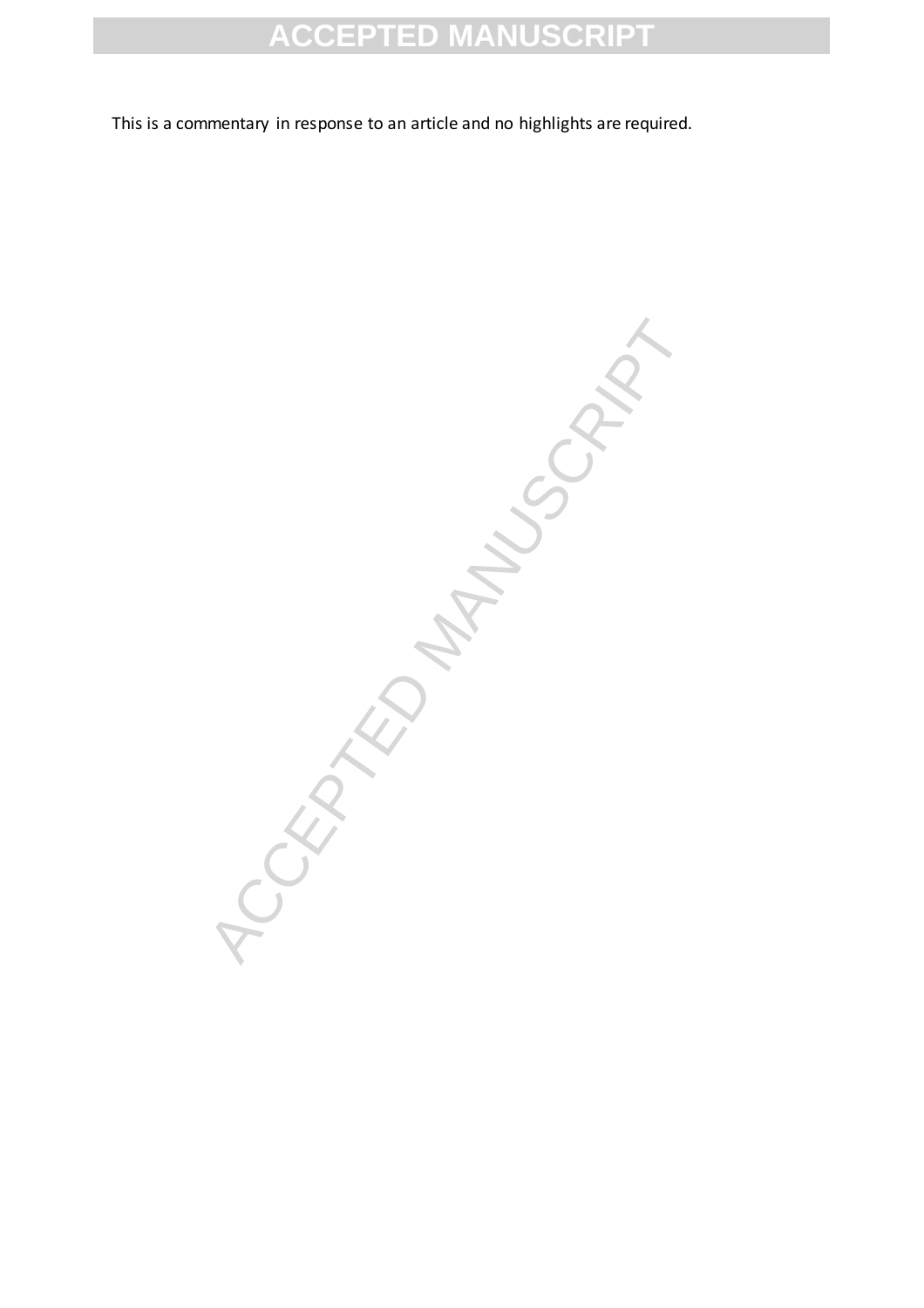This is a commentary in response to an article and no highlights are required.